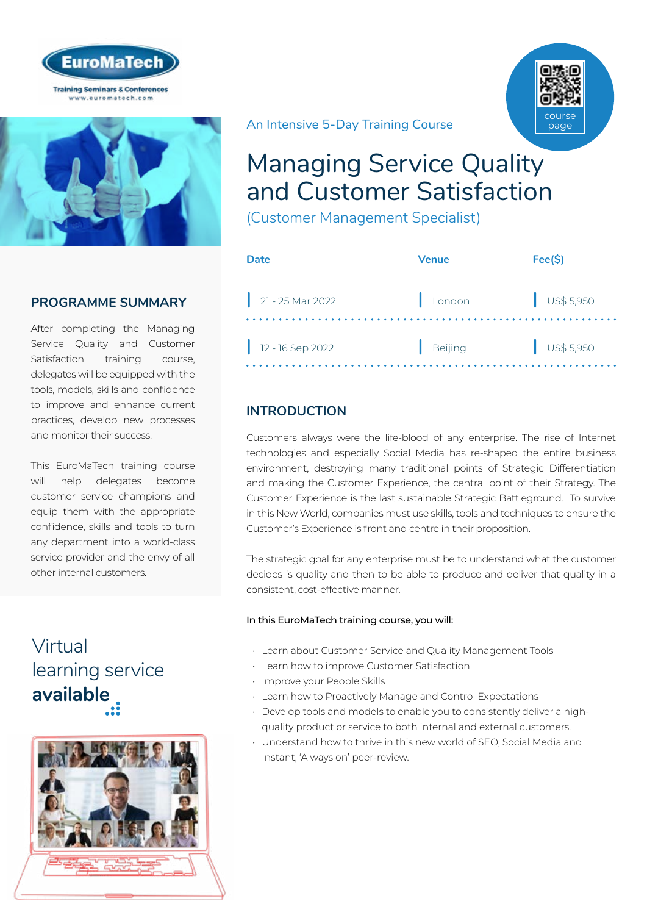EuroMaTech

Training Seminars & Conferences
www.euromatech.com

An Intensive 5-Day Training Course

course page

# Managing Service Quality and Customer Satisfaction

(Customer Management Specialist)

| Date | Venue | Fee($) |
| --- | --- | --- |
| 21 - 25 Mar 2022 | London | US$ 5,950 |
| 12 - 16 Sep 2022 | Beijing | US$ 5,950 |

## PROGRAMME SUMMARY

After completing the Managing Service Quality and Customer Satisfaction training course, delegates will be equipped with the tools, models, skills and confidence to improve and enhance current practices, develop new processes and monitor their success.

This EuroMaTech training course will help delegates become customer service champions and equip them with the appropriate confidence, skills and tools to turn any department into a world-class service provider and the envy of all other internal customers.

Virtual learning service **available**

## INTRODUCTION

Customers always were the life-blood of any enterprise. The rise of Internet technologies and especially Social Media has re-shaped the entire business environment, destroying many traditional points of Strategic Differentiation and making the Customer Experience, the central point of their Strategy. The Customer Experience is the last sustainable Strategic Battleground. To survive in this New World, companies must use skills, tools and techniques to ensure the Customer's Experience is front and centre in their proposition.

The strategic goal for any enterprise must be to understand what the customer decides is quality and then to be able to produce and deliver that quality in a consistent, cost-effective manner.

**In this EuroMaTech training course, you will:**

- Learn about Customer Service and Quality Management Tools
- Learn how to improve Customer Satisfaction
- Improve your People Skills
- Learn how to Proactively Manage and Control Expectations
- Develop tools and models to enable you to consistently deliver a high-quality product or service to both internal and external customers.
- Understand how to thrive in this new world of SEO, Social Media and Instant, 'Always on' peer-review.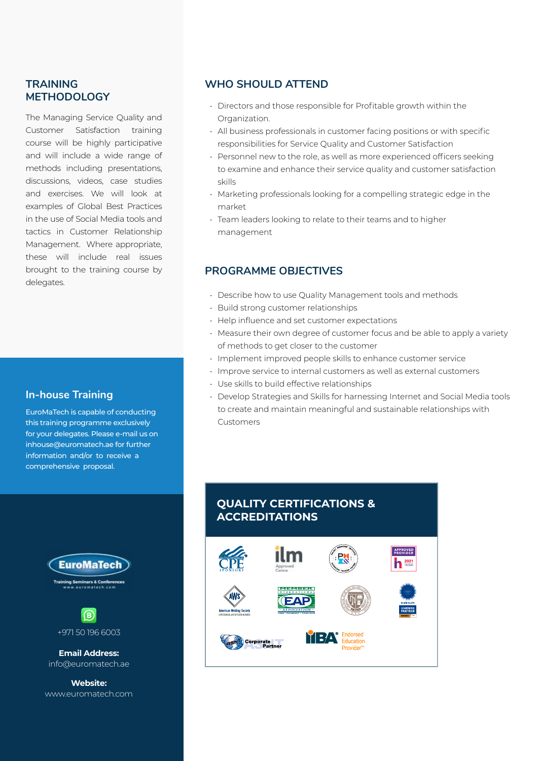## TRAINING METHODOLOGY

The Managing Service Quality and Customer Satisfaction training course will be highly participative and will include a wide range of methods including presentations, discussions, videos, case studies and exercises. We will look at examples of Global Best Practices in the use of Social Media tools and tactics in Customer Relationship Management. Where appropriate, these will include real issues brought to the training course by delegates.

## In-house Training

EuroMaTech is capable of conducting this training programme exclusively for your delegates. Please e-mail us on inhouse@euromatech.ae for further information and/or to receive a comprehensive proposal.

EuroMaTech

Training Seminars & Conferences
www.euromatech.com

+971 50 196 6003

**Email Address:**
info@euromatech.ae

**Website:**
www.euromatech.com

## WHO SHOULD ATTEND

- Directors and those responsible for Profitable growth within the Organization.
- All business professionals in customer facing positions or with specific responsibilities for Service Quality and Customer Satisfaction
- Personnel new to the role, as well as more experienced officers seeking to examine and enhance their service quality and customer satisfaction skills
- Marketing professionals looking for a compelling strategic edge in the market
- Team leaders looking to relate to their teams and to higher management

## PROGRAMME OBJECTIVES

- Describe how to use Quality Management tools and methods
- Build strong customer relationships
- Help influence and set customer expectations
- Measure their own degree of customer focus and be able to apply a variety of methods to get closer to the customer
- Implement improved people skills to enhance customer service
- Improve service to internal customers as well as external customers
- Use skills to build effective relationships
- Develop Strategies and Skills for harnessing Internet and Social Media tools to create and maintain meaningful and sustainable relationships with Customers

## QUALITY CERTIFICATIONS & ACCREDITATIONS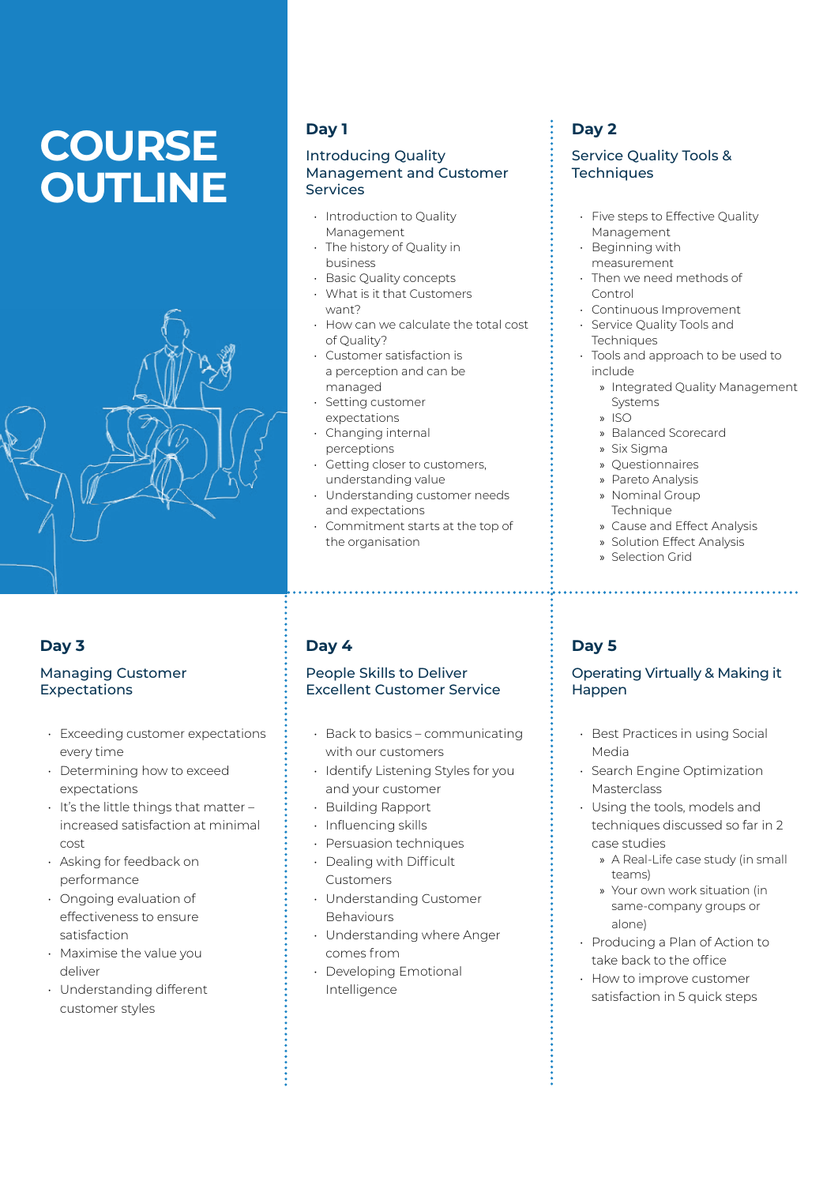# COURSE OUTLINE

## Day 1

### Introducing Quality Management and Customer Services

- Introduction to Quality Management
- The history of Quality in business
- Basic Quality concepts
- What is it that Customers want?
- How can we calculate the total cost of Quality?
- Customer satisfaction is a perception and can be managed
- Setting customer expectations
- Changing internal perceptions
- Getting closer to customers, understanding value
- Understanding customer needs and expectations
- Commitment starts at the top of the organisation

## Day 2

### Service Quality Tools & Techniques

- Five steps to Effective Quality Management
- Beginning with measurement
- Then we need methods of Control
- Continuous Improvement
- Service Quality Tools and Techniques
- Tools and approach to be used to include
  - Integrated Quality Management Systems
  - ISO
  - Balanced Scorecard
  - Six Sigma
  - Questionnaires
  - Pareto Analysis
  - Nominal Group Technique
  - Cause and Effect Analysis
  - Solution Effect Analysis
  - Selection Grid

## Day 3

### Managing Customer Expectations

- Exceeding customer expectations every time
- Determining how to exceed expectations
- It's the little things that matter – increased satisfaction at minimal cost
- Asking for feedback on performance
- Ongoing evaluation of effectiveness to ensure satisfaction
- Maximise the value you deliver
- Understanding different customer styles

## Day 4

### People Skills to Deliver Excellent Customer Service

- Back to basics – communicating with our customers
- Identify Listening Styles for you and your customer
- Building Rapport
- Influencing skills
- Persuasion techniques
- Dealing with Difficult Customers
- Understanding Customer Behaviours
- Understanding where Anger comes from
- Developing Emotional Intelligence

## Day 5

### Operating Virtually & Making it Happen

- Best Practices in using Social Media
- Search Engine Optimization Masterclass
- Using the tools, models and techniques discussed so far in 2 case studies
  - A Real-Life case study (in small teams)
  - Your own work situation (in same-company groups or alone)
- Producing a Plan of Action to take back to the office
- How to improve customer satisfaction in 5 quick steps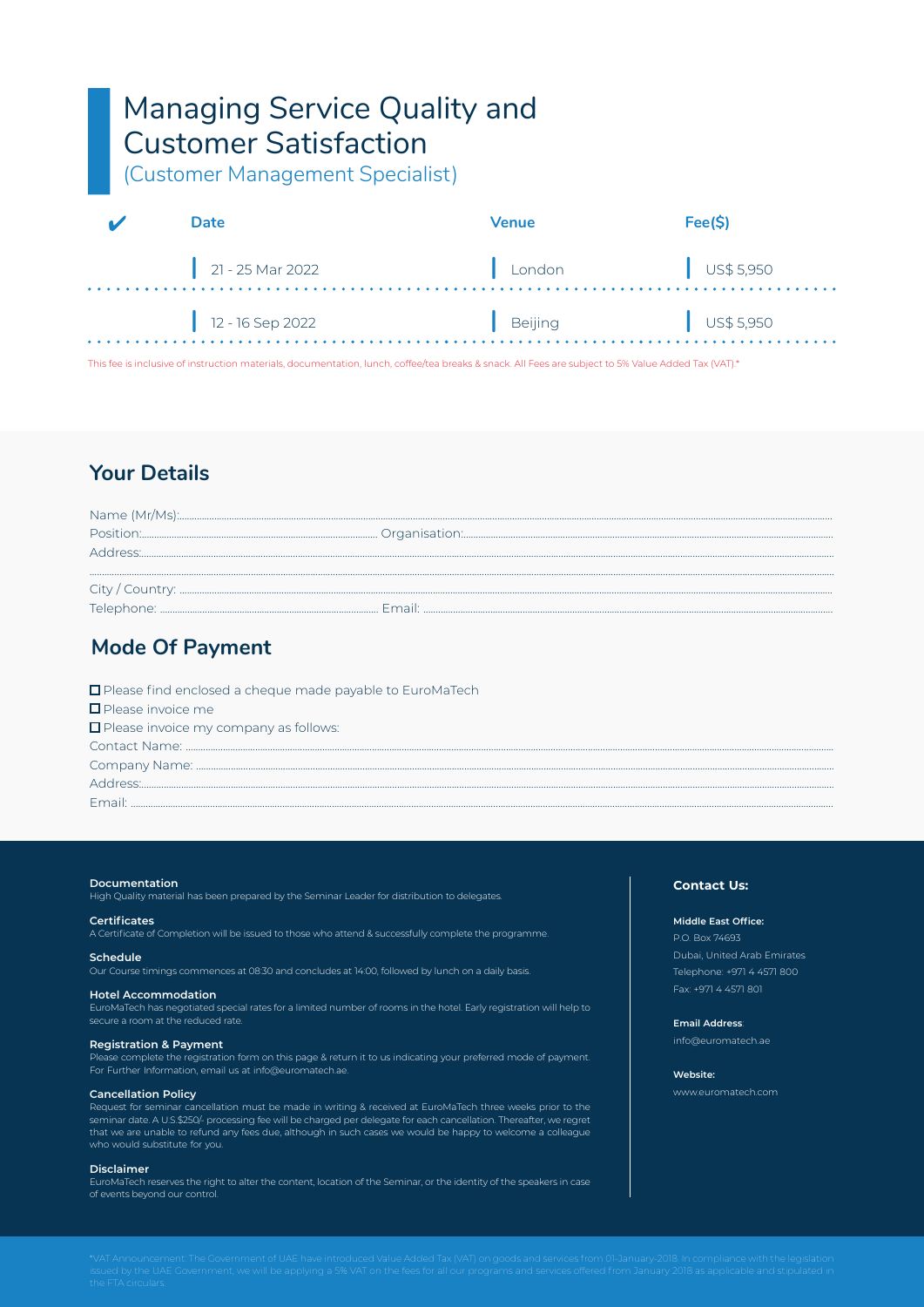# Managing Service Quality and Customer Satisfaction

(Customer Management Specialist)

| ✔ | Date | Venue | Fee($) |
|---|---|---|---|
| | 21 - 25 Mar 2022 | London | US$ 5,950 |
| | 12 - 16 Sep 2022 | Beijing | US$ 5,950 |

This fee is inclusive of instruction materials, documentation, lunch, coffee/tea breaks & snack. All Fees are subject to 5% Value Added Tax (VAT).*

## Your Details

Name (Mr/Ms):

Position: Organisation:

Address:

City / Country:

Telephone: Email:

## Mode Of Payment

- ☐ Please find enclosed a cheque made payable to EuroMaTech
- ☐ Please invoice me
- ☐ Please invoice my company as follows:

Contact Name:

Company Name:

Address:

Email:

**Documentation**
High Quality material has been prepared by the Seminar Leader for distribution to delegates.

**Certificates**
A Certificate of Completion will be issued to those who attend & successfully complete the programme.

**Schedule**
Our Course timings commences at 08:30 and concludes at 14:00, followed by lunch on a daily basis.

**Hotel Accommodation**
EuroMaTech has negotiated special rates for a limited number of rooms in the hotel. Early registration will help to secure a room at the reduced rate.

**Registration & Payment**
Please complete the registration form on this page & return it to us indicating your preferred mode of payment. For Further Information, email us at info@euromatech.ae.

**Cancellation Policy**
Request for seminar cancellation must be made in writing & received at EuroMaTech three weeks prior to the seminar date. A U.S $250/- processing fee will be charged per delegate for each cancellation. Thereafter, we regret that we are unable to refund any fees due, although in such cases we would be happy to welcome a colleague who would substitute for you.

**Disclaimer**
EuroMaTech reserves the right to alter the content, location of the Seminar, or the identity of the speakers in case of events beyond our control.

**Contact Us:**

**Middle East Office:**
P.O. Box 74693
Dubai, United Arab Emirates
Telephone: +971 4 4571 800
Fax: +971 4 4571 801

**Email Address**
info@euromatech.ae

**Website:**
www.euromatech.com

*VAT Announcement: The Government of UAE have introduced Value Added Tax (VAT) on goods and services from 01-January-2018. In compliance with the legislation issued by the UAE Government, we will be applying a 5% VAT on the fees for all our programs and services offered from January 2018 as applicable and stipulated in the FTA circulars.